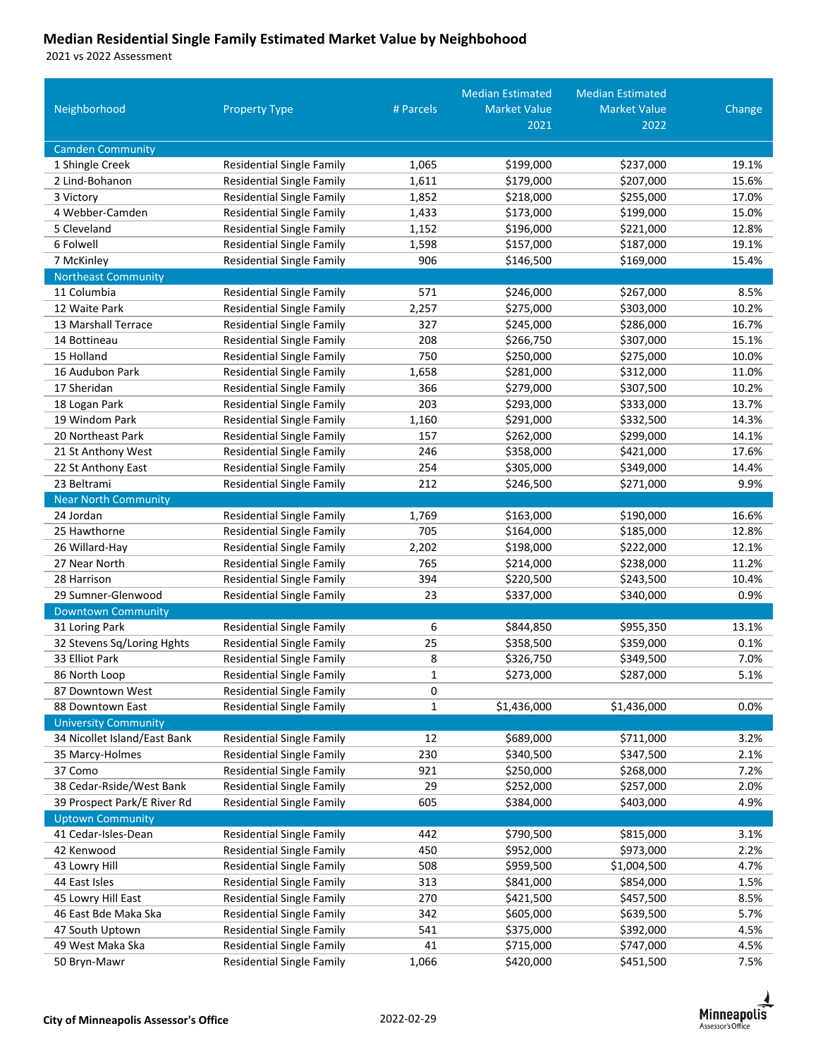# Median Residential Single Family Estimated Market Value by Neighbohood

2021 vs 2022 Assessment

| Neighborhood | Property Type | # Parcels | Median Estimated Market Value 2021 | Median Estimated Market Value 2022 | Change |
|---|---|---|---|---|---|
| **Camden Community** | | | | | |
| 1 Shingle Creek | Residential Single Family | 1,065 | $199,000 | $237,000 | 19.1% |
| 2 Lind-Bohanon | Residential Single Family | 1,611 | $179,000 | $207,000 | 15.6% |
| 3 Victory | Residential Single Family | 1,852 | $218,000 | $255,000 | 17.0% |
| 4 Webber-Camden | Residential Single Family | 1,433 | $173,000 | $199,000 | 15.0% |
| 5 Cleveland | Residential Single Family | 1,152 | $196,000 | $221,000 | 12.8% |
| 6 Folwell | Residential Single Family | 1,598 | $157,000 | $187,000 | 19.1% |
| 7 McKinley | Residential Single Family | 906 | $146,500 | $169,000 | 15.4% |
| **Northeast Community** | | | | | |
| 11 Columbia | Residential Single Family | 571 | $246,000 | $267,000 | 8.5% |
| 12 Waite Park | Residential Single Family | 2,257 | $275,000 | $303,000 | 10.2% |
| 13 Marshall Terrace | Residential Single Family | 327 | $245,000 | $286,000 | 16.7% |
| 14 Bottineau | Residential Single Family | 208 | $266,750 | $307,000 | 15.1% |
| 15 Holland | Residential Single Family | 750 | $250,000 | $275,000 | 10.0% |
| 16 Audubon Park | Residential Single Family | 1,658 | $281,000 | $312,000 | 11.0% |
| 17 Sheridan | Residential Single Family | 366 | $279,000 | $307,500 | 10.2% |
| 18 Logan Park | Residential Single Family | 203 | $293,000 | $333,000 | 13.7% |
| 19 Windom Park | Residential Single Family | 1,160 | $291,000 | $332,500 | 14.3% |
| 20 Northeast Park | Residential Single Family | 157 | $262,000 | $299,000 | 14.1% |
| 21 St Anthony West | Residential Single Family | 246 | $358,000 | $421,000 | 17.6% |
| 22 St Anthony East | Residential Single Family | 254 | $305,000 | $349,000 | 14.4% |
| 23 Beltrami | Residential Single Family | 212 | $246,500 | $271,000 | 9.9% |
| **Near North Community** | | | | | |
| 24 Jordan | Residential Single Family | 1,769 | $163,000 | $190,000 | 16.6% |
| 25 Hawthorne | Residential Single Family | 705 | $164,000 | $185,000 | 12.8% |
| 26 Willard-Hay | Residential Single Family | 2,202 | $198,000 | $222,000 | 12.1% |
| 27 Near North | Residential Single Family | 765 | $214,000 | $238,000 | 11.2% |
| 28 Harrison | Residential Single Family | 394 | $220,500 | $243,500 | 10.4% |
| 29 Sumner-Glenwood | Residential Single Family | 23 | $337,000 | $340,000 | 0.9% |
| **Downtown Community** | | | | | |
| 31 Loring Park | Residential Single Family | 6 | $844,850 | $955,350 | 13.1% |
| 32 Stevens Sq/Loring Hghts | Residential Single Family | 25 | $358,500 | $359,000 | 0.1% |
| 33 Elliot Park | Residential Single Family | 8 | $326,750 | $349,500 | 7.0% |
| 86 North Loop | Residential Single Family | 1 | $273,000 | $287,000 | 5.1% |
| 87 Downtown West | Residential Single Family | 0 | | | |
| 88 Downtown East | Residential Single Family | 1 | $1,436,000 | $1,436,000 | 0.0% |
| **University Community** | | | | | |
| 34 Nicollet Island/East Bank | Residential Single Family | 12 | $689,000 | $711,000 | 3.2% |
| 35 Marcy-Holmes | Residential Single Family | 230 | $340,500 | $347,500 | 2.1% |
| 37 Como | Residential Single Family | 921 | $250,000 | $268,000 | 7.2% |
| 38 Cedar-Rside/West Bank | Residential Single Family | 29 | $252,000 | $257,000 | 2.0% |
| 39 Prospect Park/E River Rd | Residential Single Family | 605 | $384,000 | $403,000 | 4.9% |
| **Uptown Community** | | | | | |
| 41 Cedar-Isles-Dean | Residential Single Family | 442 | $790,500 | $815,000 | 3.1% |
| 42 Kenwood | Residential Single Family | 450 | $952,000 | $973,000 | 2.2% |
| 43 Lowry Hill | Residential Single Family | 508 | $959,500 | $1,004,500 | 4.7% |
| 44 East Isles | Residential Single Family | 313 | $841,000 | $854,000 | 1.5% |
| 45 Lowry Hill East | Residential Single Family | 270 | $421,500 | $457,500 | 8.5% |
| 46 East Bde Maka Ska | Residential Single Family | 342 | $605,000 | $639,500 | 5.7% |
| 47 South Uptown | Residential Single Family | 541 | $375,000 | $392,000 | 4.5% |
| 49 West Maka Ska | Residential Single Family | 41 | $715,000 | $747,000 | 4.5% |
| 50 Bryn-Mawr | Residential Single Family | 1,066 | $420,000 | $451,500 | 7.5% |

**City of Minneapolis Assessor's Office** 2022-02-29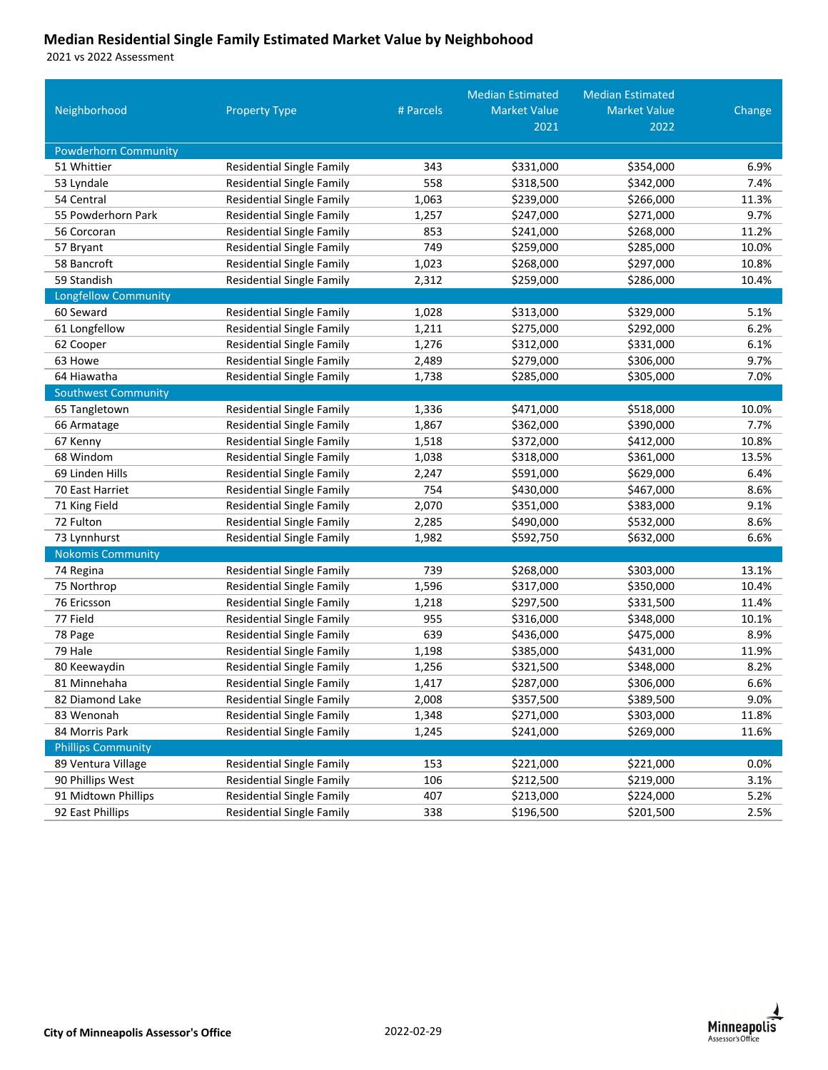## Median Residential Single Family Estimated Market Value by Neighbohood

2021 vs 2022 Assessment

| Neighborhood | Property Type | # Parcels | Median Estimated Market Value 2021 | Median Estimated Market Value 2022 | Change |
|---|---|---|---|---|---|
| Powderhorn Community | | | | | |
| 51 Whittier | Residential Single Family | 343 | $331,000 | $354,000 | 6.9% |
| 53 Lyndale | Residential Single Family | 558 | $318,500 | $342,000 | 7.4% |
| 54 Central | Residential Single Family | 1,063 | $239,000 | $266,000 | 11.3% |
| 55 Powderhorn Park | Residential Single Family | 1,257 | $247,000 | $271,000 | 9.7% |
| 56 Corcoran | Residential Single Family | 853 | $241,000 | $268,000 | 11.2% |
| 57 Bryant | Residential Single Family | 749 | $259,000 | $285,000 | 10.0% |
| 58 Bancroft | Residential Single Family | 1,023 | $268,000 | $297,000 | 10.8% |
| 59 Standish | Residential Single Family | 2,312 | $259,000 | $286,000 | 10.4% |
| Longfellow Community | | | | | |
| 60 Seward | Residential Single Family | 1,028 | $313,000 | $329,000 | 5.1% |
| 61 Longfellow | Residential Single Family | 1,211 | $275,000 | $292,000 | 6.2% |
| 62 Cooper | Residential Single Family | 1,276 | $312,000 | $331,000 | 6.1% |
| 63 Howe | Residential Single Family | 2,489 | $279,000 | $306,000 | 9.7% |
| 64 Hiawatha | Residential Single Family | 1,738 | $285,000 | $305,000 | 7.0% |
| Southwest Community | | | | | |
| 65 Tangletown | Residential Single Family | 1,336 | $471,000 | $518,000 | 10.0% |
| 66 Armatage | Residential Single Family | 1,867 | $362,000 | $390,000 | 7.7% |
| 67 Kenny | Residential Single Family | 1,518 | $372,000 | $412,000 | 10.8% |
| 68 Windom | Residential Single Family | 1,038 | $318,000 | $361,000 | 13.5% |
| 69 Linden Hills | Residential Single Family | 2,247 | $591,000 | $629,000 | 6.4% |
| 70 East Harriet | Residential Single Family | 754 | $430,000 | $467,000 | 8.6% |
| 71 King Field | Residential Single Family | 2,070 | $351,000 | $383,000 | 9.1% |
| 72 Fulton | Residential Single Family | 2,285 | $490,000 | $532,000 | 8.6% |
| 73 Lynnhurst | Residential Single Family | 1,982 | $592,750 | $632,000 | 6.6% |
| Nokomis Community | | | | | |
| 74 Regina | Residential Single Family | 739 | $268,000 | $303,000 | 13.1% |
| 75 Northrop | Residential Single Family | 1,596 | $317,000 | $350,000 | 10.4% |
| 76 Ericsson | Residential Single Family | 1,218 | $297,500 | $331,500 | 11.4% |
| 77 Field | Residential Single Family | 955 | $316,000 | $348,000 | 10.1% |
| 78 Page | Residential Single Family | 639 | $436,000 | $475,000 | 8.9% |
| 79 Hale | Residential Single Family | 1,198 | $385,000 | $431,000 | 11.9% |
| 80 Keewaydin | Residential Single Family | 1,256 | $321,500 | $348,000 | 8.2% |
| 81 Minnehaha | Residential Single Family | 1,417 | $287,000 | $306,000 | 6.6% |
| 82 Diamond Lake | Residential Single Family | 2,008 | $357,500 | $389,500 | 9.0% |
| 83 Wenonah | Residential Single Family | 1,348 | $271,000 | $303,000 | 11.8% |
| 84 Morris Park | Residential Single Family | 1,245 | $241,000 | $269,000 | 11.6% |
| Phillips Community | | | | | |
| 89 Ventura Village | Residential Single Family | 153 | $221,000 | $221,000 | 0.0% |
| 90 Phillips West | Residential Single Family | 106 | $212,500 | $219,000 | 3.1% |
| 91 Midtown Phillips | Residential Single Family | 407 | $213,000 | $224,000 | 5.2% |
| 92 East Phillips | Residential Single Family | 338 | $196,500 | $201,500 | 2.5% |

**City of Minneapolis Assessor's Office** 2022-02-29